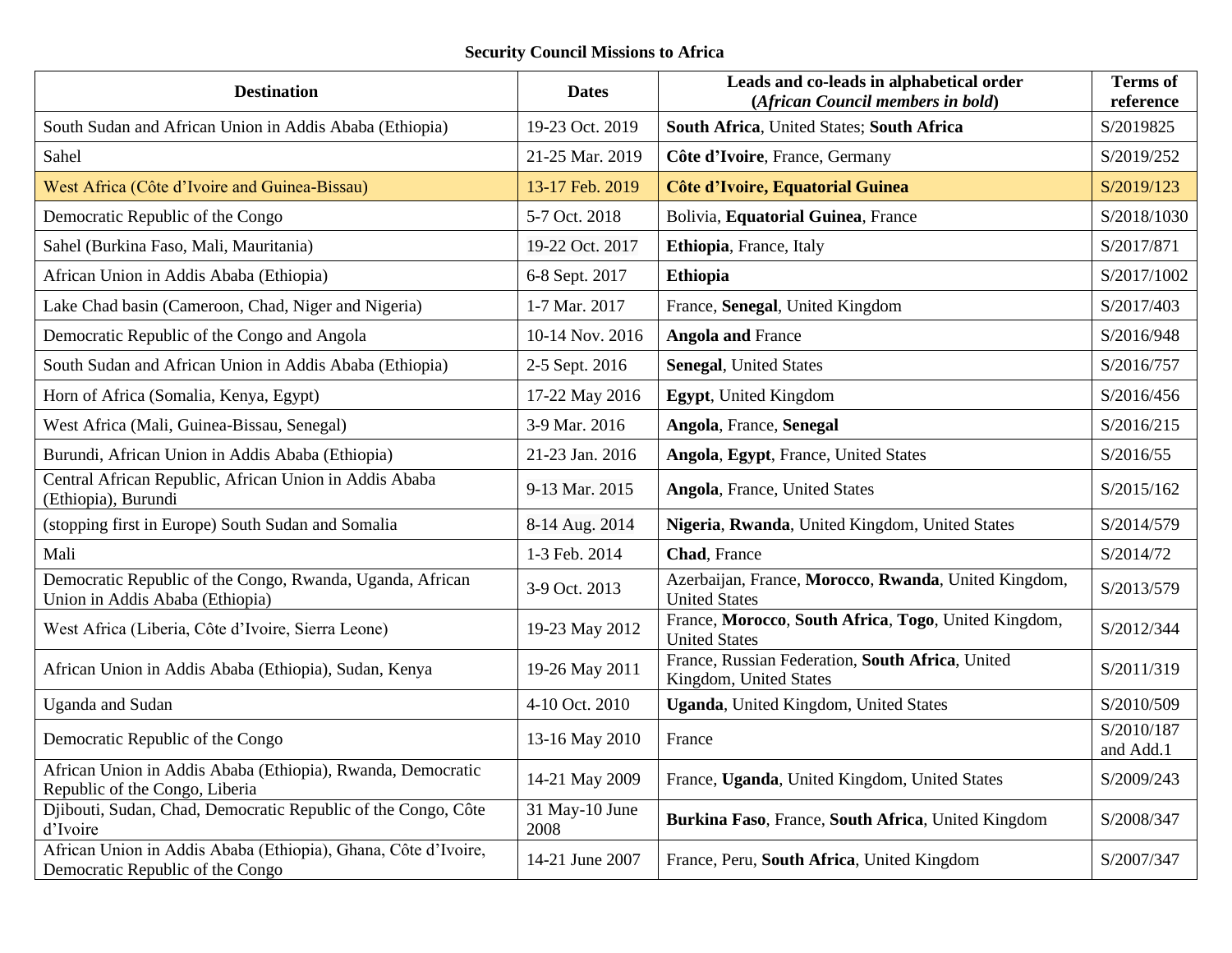**Security Council Missions to Africa**

| Destination | Dates | Leads and co-leads in alphabetical order (*African Council members in bold*) | Terms of reference |
|---|---|---|---|
| South Sudan and African Union in Addis Ababa (Ethiopia) | 19-23 Oct. 2019 | **South Africa**, United States; **South Africa** | S/2019825 |
| Sahel | 21-25 Mar. 2019 | **Côte d'Ivoire**, France, Germany | S/2019/252 |
| West Africa (Côte d'Ivoire and Guinea-Bissau) | 13-17 Feb. 2019 | **Côte d'Ivoire, Equatorial Guinea** | S/2019/123 |
| Democratic Republic of the Congo | 5-7 Oct. 2018 | Bolivia, **Equatorial Guinea**, France | S/2018/1030 |
| Sahel (Burkina Faso, Mali, Mauritania) | 19-22 Oct. 2017 | **Ethiopia**, France, Italy | S/2017/871 |
| African Union in Addis Ababa (Ethiopia) | 6-8 Sept. 2017 | **Ethiopia** | S/2017/1002 |
| Lake Chad basin (Cameroon, Chad, Niger and Nigeria) | 1-7 Mar. 2017 | France, **Senegal**, United Kingdom | S/2017/403 |
| Democratic Republic of the Congo and Angola | 10-14 Nov. 2016 | **Angola and** France | S/2016/948 |
| South Sudan and African Union in Addis Ababa (Ethiopia) | 2-5 Sept. 2016 | **Senegal**, United States | S/2016/757 |
| Horn of Africa (Somalia, Kenya, Egypt) | 17-22 May 2016 | **Egypt**, United Kingdom | S/2016/456 |
| West Africa (Mali, Guinea-Bissau, Senegal) | 3-9 Mar. 2016 | **Angola**, France, **Senegal** | S/2016/215 |
| Burundi, African Union in Addis Ababa (Ethiopia) | 21-23 Jan. 2016 | **Angola**, **Egypt**, France, United States | S/2016/55 |
| Central African Republic, African Union in Addis Ababa (Ethiopia), Burundi | 9-13 Mar. 2015 | **Angola**, France, United States | S/2015/162 |
| (stopping first in Europe) South Sudan and Somalia | 8-14 Aug. 2014 | **Nigeria**, **Rwanda**, United Kingdom, United States | S/2014/579 |
| Mali | 1-3 Feb. 2014 | **Chad**, France | S/2014/72 |
| Democratic Republic of the Congo, Rwanda, Uganda, African Union in Addis Ababa (Ethiopia) | 3-9 Oct. 2013 | Azerbaijan, France, **Morocco**, **Rwanda**, United Kingdom, United States | S/2013/579 |
| West Africa (Liberia, Côte d'Ivoire, Sierra Leone) | 19-23 May 2012 | France, **Morocco**, **South Africa**, **Togo**, United Kingdom, United States | S/2012/344 |
| African Union in Addis Ababa (Ethiopia), Sudan, Kenya | 19-26 May 2011 | France, Russian Federation, **South Africa**, United Kingdom, United States | S/2011/319 |
| Uganda and Sudan | 4-10 Oct. 2010 | **Uganda**, United Kingdom, United States | S/2010/509 |
| Democratic Republic of the Congo | 13-16 May 2010 | France | S/2010/187 and Add.1 |
| African Union in Addis Ababa (Ethiopia), Rwanda, Democratic Republic of the Congo, Liberia | 14-21 May 2009 | France, **Uganda**, United Kingdom, United States | S/2009/243 |
| Djibouti, Sudan, Chad, Democratic Republic of the Congo, Côte d'Ivoire | 31 May-10 June 2008 | **Burkina Faso**, France, **South Africa**, United Kingdom | S/2008/347 |
| African Union in Addis Ababa (Ethiopia), Ghana, Côte d'Ivoire, Democratic Republic of the Congo | 14-21 June 2007 | France, Peru, **South Africa**, United Kingdom | S/2007/347 |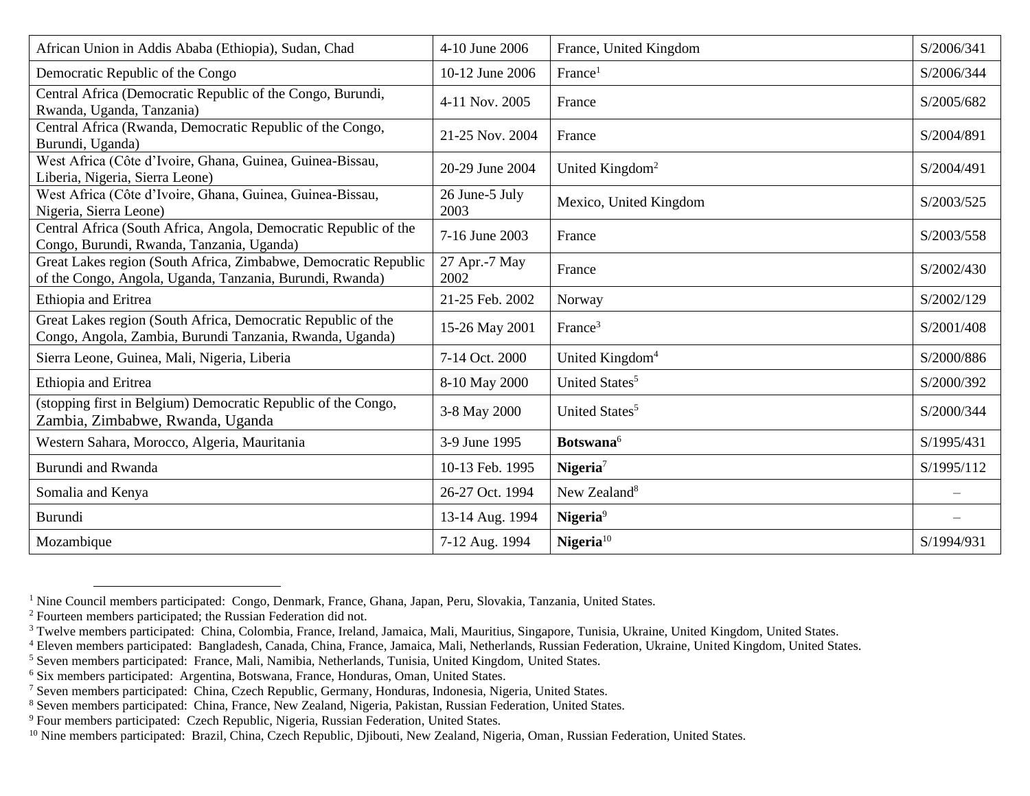| | | | |
|---|---|---|---|
| African Union in Addis Ababa (Ethiopia), Sudan, Chad | 4-10 June 2006 | France, United Kingdom | S/2006/341 |
| Democratic Republic of the Congo | 10-12 June 2006 | France[1] | S/2006/344 |
| Central Africa (Democratic Republic of the Congo, Burundi, Rwanda, Uganda, Tanzania) | 4-11 Nov. 2005 | France | S/2005/682 |
| Central Africa (Rwanda, Democratic Republic of the Congo, Burundi, Uganda) | 21-25 Nov. 2004 | France | S/2004/891 |
| West Africa (Côte d'Ivoire, Ghana, Guinea, Guinea-Bissau, Liberia, Nigeria, Sierra Leone) | 20-29 June 2004 | United Kingdom[2] | S/2004/491 |
| West Africa (Côte d'Ivoire, Ghana, Guinea, Guinea-Bissau, Nigeria, Sierra Leone) | 26 June-5 July 2003 | Mexico, United Kingdom | S/2003/525 |
| Central Africa (South Africa, Angola, Democratic Republic of the Congo, Burundi, Rwanda, Tanzania, Uganda) | 7-16 June 2003 | France | S/2003/558 |
| Great Lakes region (South Africa, Zimbabwe, Democratic Republic of the Congo, Angola, Uganda, Tanzania, Burundi, Rwanda) | 27 Apr.-7 May 2002 | France | S/2002/430 |
| Ethiopia and Eritrea | 21-25 Feb. 2002 | Norway | S/2002/129 |
| Great Lakes region (South Africa, Democratic Republic of the Congo, Angola, Zambia, Burundi Tanzania, Rwanda, Uganda) | 15-26 May 2001 | France[3] | S/2001/408 |
| Sierra Leone, Guinea, Mali, Nigeria, Liberia | 7-14 Oct. 2000 | United Kingdom[4] | S/2000/886 |
| Ethiopia and Eritrea | 8-10 May 2000 | United States[5] | S/2000/392 |
| (stopping first in Belgium) Democratic Republic of the Congo, Zambia, Zimbabwe, Rwanda, Uganda | 3-8 May 2000 | United States[5] | S/2000/344 |
| Western Sahara, Morocco, Algeria, Mauritania | 3-9 June 1995 | **Botswana**[6] | S/1995/431 |
| Burundi and Rwanda | 10-13 Feb. 1995 | **Nigeria**[7] | S/1995/112 |
| Somalia and Kenya | 26-27 Oct. 1994 | New Zealand[8] | – |
| Burundi | 13-14 Aug. 1994 | **Nigeria**[9] | – |
| Mozambique | 7-12 Aug. 1994 | **Nigeria**[10] | S/1994/931 |

[1] Nine Council members participated: Congo, Denmark, France, Ghana, Japan, Peru, Slovakia, Tanzania, United States.
[2] Fourteen members participated; the Russian Federation did not.
[3] Twelve members participated: China, Colombia, France, Ireland, Jamaica, Mali, Mauritius, Singapore, Tunisia, Ukraine, United Kingdom, United States.
[4] Eleven members participated: Bangladesh, Canada, China, France, Jamaica, Mali, Netherlands, Russian Federation, Ukraine, United Kingdom, United States.
[5] Seven members participated: France, Mali, Namibia, Netherlands, Tunisia, United Kingdom, United States.
[6] Six members participated: Argentina, Botswana, France, Honduras, Oman, United States.
[7] Seven members participated: China, Czech Republic, Germany, Honduras, Indonesia, Nigeria, United States.
[8] Seven members participated: China, France, New Zealand, Nigeria, Pakistan, Russian Federation, United States.
[9] Four members participated: Czech Republic, Nigeria, Russian Federation, United States.
[10] Nine members participated: Brazil, China, Czech Republic, Djibouti, New Zealand, Nigeria, Oman, Russian Federation, United States.